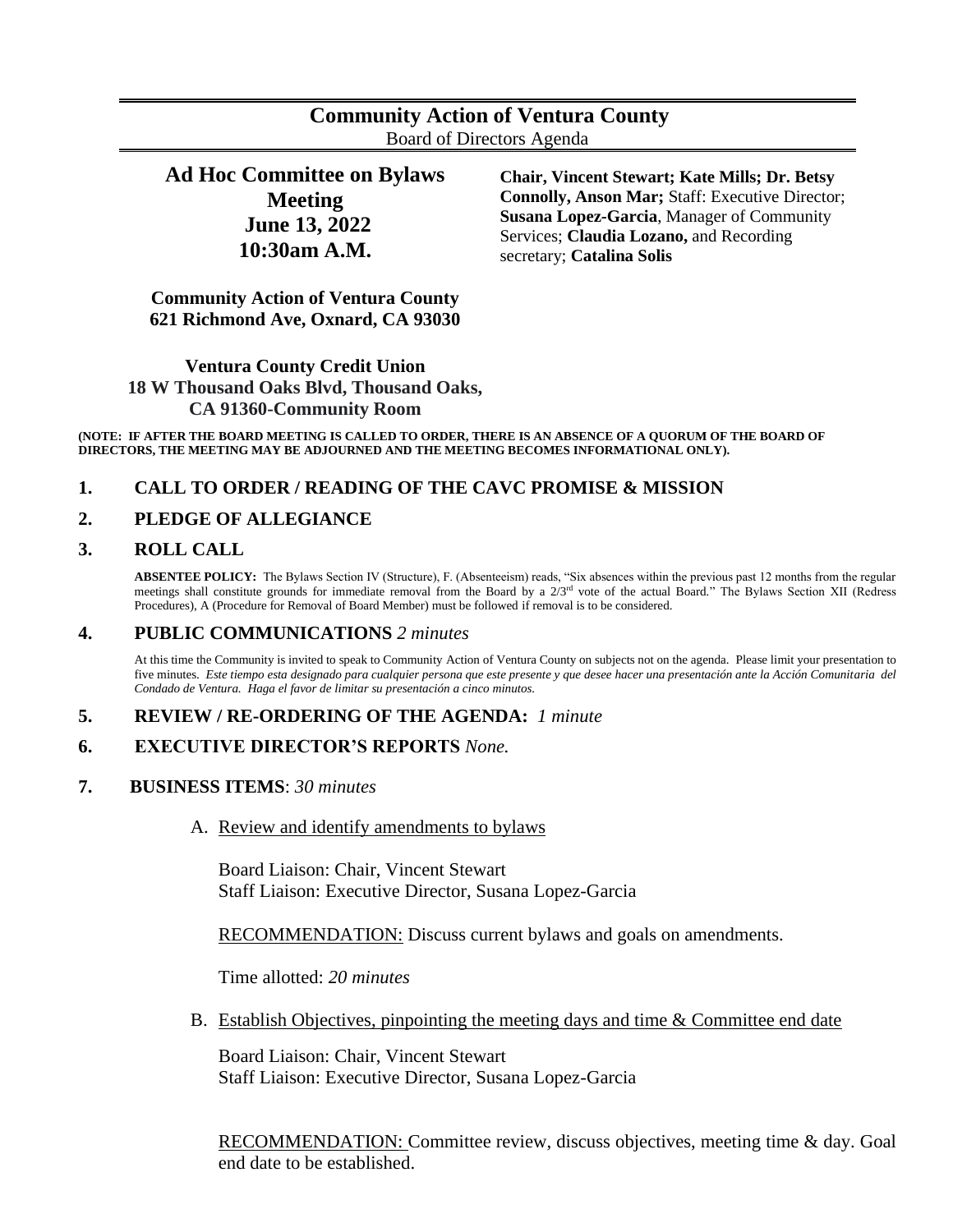# Community Action of Ventura County

Board of Directors Agenda

**Ad Hoc Committee on Bylaws Meeting**
**June 13, 2022**
**10:30am A.M.**

**Chair, Vincent Stewart; Kate Mills; Dr. Betsy Connolly, Anson Mar;** Staff: Executive Director; **Susana Lopez-Garcia**, Manager of Community Services; **Claudia Lozano,** and Recording secretary; **Catalina Solis**

**Community Action of Ventura County**
**621 Richmond Ave, Oxnard, CA 93030**

**Ventura County Credit Union**
**18 W Thousand Oaks Blvd, Thousand Oaks, CA 91360-Community Room**

**(NOTE: IF AFTER THE BOARD MEETING IS CALLED TO ORDER, THERE IS AN ABSENCE OF A QUORUM OF THE BOARD OF DIRECTORS, THE MEETING MAY BE ADJOURNED AND THE MEETING BECOMES INFORMATIONAL ONLY).**

## 1. CALL TO ORDER / READING OF THE CAVC PROMISE & MISSION

## 2. PLEDGE OF ALLEGIANCE

## 3. ROLL CALL

**ABSENTEE POLICY:** The Bylaws Section IV (Structure), F. (Absenteeism) reads, "Six absences within the previous past 12 months from the regular meetings shall constitute grounds for immediate removal from the Board by a 2/3rd vote of the actual Board." The Bylaws Section XII (Redress Procedures), A (Procedure for Removal of Board Member) must be followed if removal is to be considered.

## 4. PUBLIC COMMUNICATIONS *2 minutes*

At this time the Community is invited to speak to Community Action of Ventura County on subjects not on the agenda. Please limit your presentation to five minutes. *Este tiempo esta designado para cualquier persona que este presente y que desee hacer una presentación ante la Acción Comunitaria del Condado de Ventura. Haga el favor de limitar su presentación a cinco minutos.*

## 5. REVIEW / RE-ORDERING OF THE AGENDA: *1 minute*

## 6. EXECUTIVE DIRECTOR'S REPORTS *None.*

## 7. BUSINESS ITEMS: *30 minutes*

A. Review and identify amendments to bylaws

Board Liaison: Chair, Vincent Stewart
Staff Liaison: Executive Director, Susana Lopez-Garcia

RECOMMENDATION: Discuss current bylaws and goals on amendments.

Time allotted: *20 minutes*

B. Establish Objectives, pinpointing the meeting days and time & Committee end date

Board Liaison: Chair, Vincent Stewart
Staff Liaison: Executive Director, Susana Lopez-Garcia

RECOMMENDATION: Committee review, discuss objectives, meeting time & day. Goal end date to be established.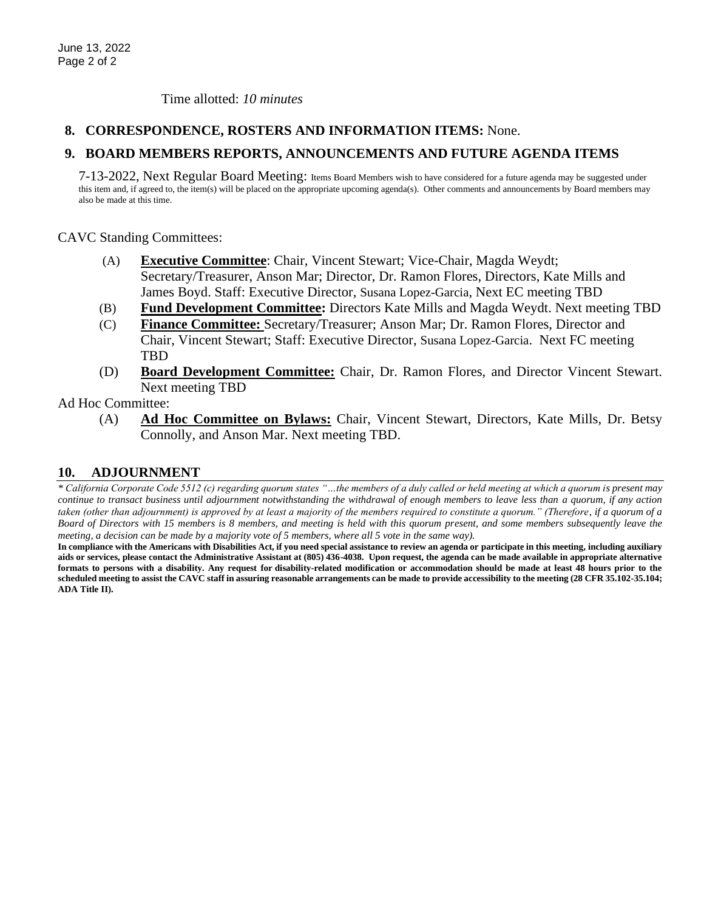Time allotted: *10 minutes*

## 8. CORRESPONDENCE, ROSTERS AND INFORMATION ITEMS: None.

## 9. BOARD MEMBERS REPORTS, ANNOUNCEMENTS AND FUTURE AGENDA ITEMS

7-13-2022, Next Regular Board Meeting: Items Board Members wish to have considered for a future agenda may be suggested under this item and, if agreed to, the item(s) will be placed on the appropriate upcoming agenda(s). Other comments and announcements by Board members may also be made at this time.

CAVC Standing Committees:

(A) **Executive Committee**: Chair, Vincent Stewart; Vice-Chair, Magda Weydt; Secretary/Treasurer, Anson Mar; Director, Dr. Ramon Flores, Directors, Kate Mills and James Boyd. Staff: Executive Director, Susana Lopez-Garcia, Next EC meeting TBD

(B) **Fund Development Committee:** Directors Kate Mills and Magda Weydt. Next meeting TBD

(C) **Finance Committee:** Secretary/Treasurer; Anson Mar; Dr. Ramon Flores, Director and Chair, Vincent Stewart; Staff: Executive Director, Susana Lopez-Garcia. Next FC meeting TBD

(D) **Board Development Committee:** Chair, Dr. Ramon Flores, and Director Vincent Stewart. Next meeting TBD

Ad Hoc Committee:

(A) **Ad Hoc Committee on Bylaws:** Chair, Vincent Stewart, Directors, Kate Mills, Dr. Betsy Connolly, and Anson Mar. Next meeting TBD.

## 10. ADJOURNMENT

*\* California Corporate Code 5512 (c) regarding quorum states "…the members of a duly called or held meeting at which a quorum is present may continue to transact business until adjournment notwithstanding the withdrawal of enough members to leave less than a quorum, if any action taken (other than adjournment) is approved by at least a majority of the members required to constitute a quorum." (Therefore, if a quorum of a Board of Directors with 15 members is 8 members, and meeting is held with this quorum present, and some members subsequently leave the meeting, a decision can be made by a majority vote of 5 members, where all 5 vote in the same way).*

**In compliance with the Americans with Disabilities Act, if you need special assistance to review an agenda or participate in this meeting, including auxiliary aids or services, please contact the Administrative Assistant at (805) 436-4038. Upon request, the agenda can be made available in appropriate alternative formats to persons with a disability. Any request for disability-related modification or accommodation should be made at least 48 hours prior to the scheduled meeting to assist the CAVC staff in assuring reasonable arrangements can be made to provide accessibility to the meeting (28 CFR 35.102-35.104; ADA Title II).**